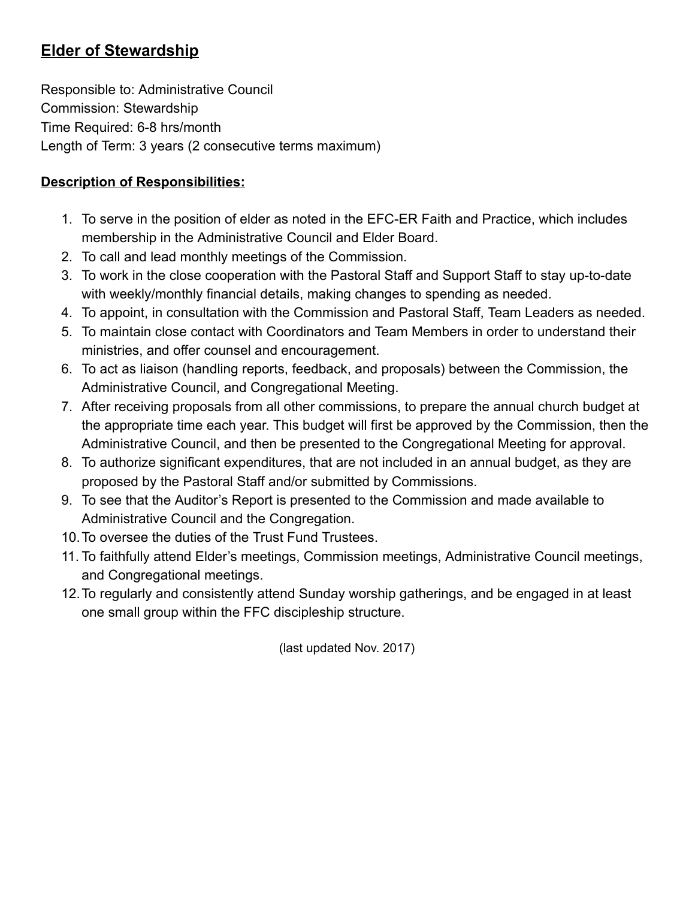## **Elder of Stewardship**

Responsible to: Administrative Council
Commission: Stewardship
Time Required: 6-8 hrs/month
Length of Term: 3 years (2 consecutive terms maximum)

**Description of Responsibilities:**

1. To serve in the position of elder as noted in the EFC-ER Faith and Practice, which includes membership in the Administrative Council and Elder Board.
2. To call and lead monthly meetings of the Commission.
3. To work in the close cooperation with the Pastoral Staff and Support Staff to stay up-to-date with weekly/monthly financial details, making changes to spending as needed.
4. To appoint, in consultation with the Commission and Pastoral Staff, Team Leaders as needed.
5. To maintain close contact with Coordinators and Team Members in order to understand their ministries, and offer counsel and encouragement.
6. To act as liaison (handling reports, feedback, and proposals) between the Commission, the Administrative Council, and Congregational Meeting.
7. After receiving proposals from all other commissions, to prepare the annual church budget at the appropriate time each year. This budget will first be approved by the Commission, then the Administrative Council, and then be presented to the Congregational Meeting for approval.
8. To authorize significant expenditures, that are not included in an annual budget, as they are proposed by the Pastoral Staff and/or submitted by Commissions.
9. To see that the Auditor's Report is presented to the Commission and made available to Administrative Council and the Congregation.
10. To oversee the duties of the Trust Fund Trustees.
11. To faithfully attend Elder's meetings, Commission meetings, Administrative Council meetings, and Congregational meetings.
12. To regularly and consistently attend Sunday worship gatherings, and be engaged in at least one small group within the FFC discipleship structure.

(last updated Nov. 2017)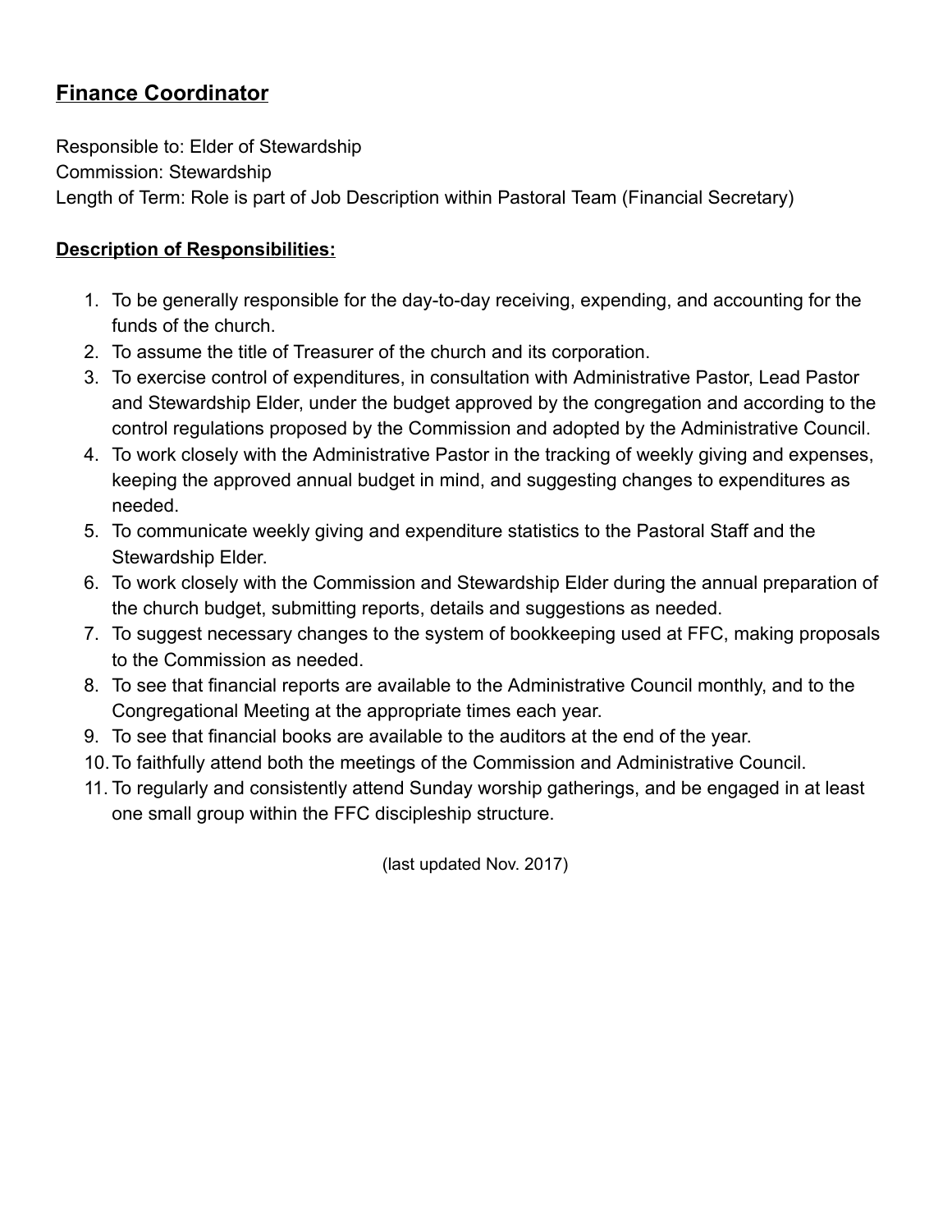## **Finance Coordinator**

Responsible to: Elder of Stewardship
Commission: Stewardship
Length of Term: Role is part of Job Description within Pastoral Team (Financial Secretary)

**Description of Responsibilities:**

1. To be generally responsible for the day-to-day receiving, expending, and accounting for the funds of the church.
2. To assume the title of Treasurer of the church and its corporation.
3. To exercise control of expenditures, in consultation with Administrative Pastor, Lead Pastor and Stewardship Elder, under the budget approved by the congregation and according to the control regulations proposed by the Commission and adopted by the Administrative Council.
4. To work closely with the Administrative Pastor in the tracking of weekly giving and expenses, keeping the approved annual budget in mind, and suggesting changes to expenditures as needed.
5. To communicate weekly giving and expenditure statistics to the Pastoral Staff and the Stewardship Elder.
6. To work closely with the Commission and Stewardship Elder during the annual preparation of the church budget, submitting reports, details and suggestions as needed.
7. To suggest necessary changes to the system of bookkeeping used at FFC, making proposals to the Commission as needed.
8. To see that financial reports are available to the Administrative Council monthly, and to the Congregational Meeting at the appropriate times each year.
9. To see that financial books are available to the auditors at the end of the year.
10. To faithfully attend both the meetings of the Commission and Administrative Council.
11. To regularly and consistently attend Sunday worship gatherings, and be engaged in at least one small group within the FFC discipleship structure.

(last updated Nov. 2017)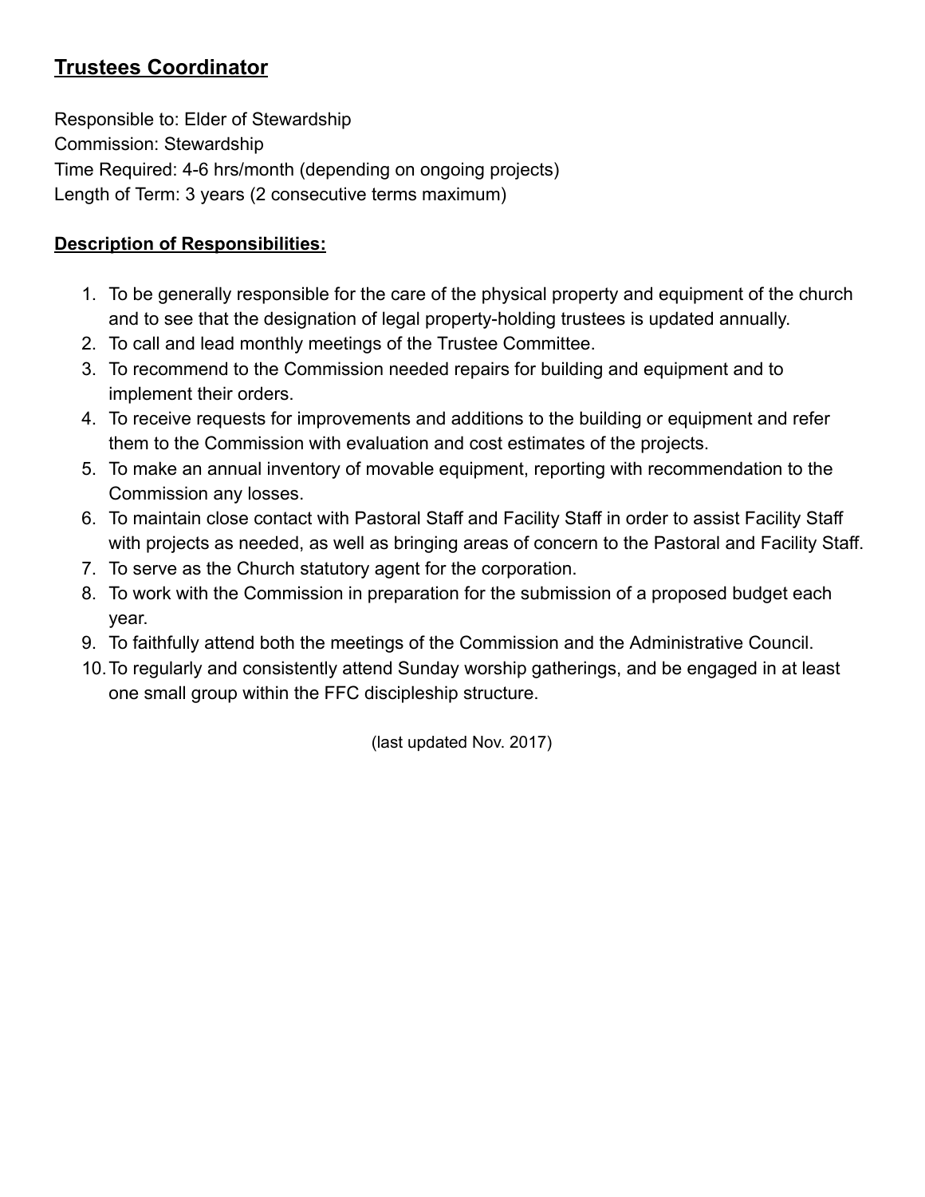# **Trustees Coordinator**

Responsible to: Elder of Stewardship
Commission: Stewardship
Time Required: 4-6 hrs/month (depending on ongoing projects)
Length of Term: 3 years (2 consecutive terms maximum)

**Description of Responsibilities:**

1. To be generally responsible for the care of the physical property and equipment of the church and to see that the designation of legal property-holding trustees is updated annually.
2. To call and lead monthly meetings of the Trustee Committee.
3. To recommend to the Commission needed repairs for building and equipment and to implement their orders.
4. To receive requests for improvements and additions to the building or equipment and refer them to the Commission with evaluation and cost estimates of the projects.
5. To make an annual inventory of movable equipment, reporting with recommendation to the Commission any losses.
6. To maintain close contact with Pastoral Staff and Facility Staff in order to assist Facility Staff with projects as needed, as well as bringing areas of concern to the Pastoral and Facility Staff.
7. To serve as the Church statutory agent for the corporation.
8. To work with the Commission in preparation for the submission of a proposed budget each year.
9. To faithfully attend both the meetings of the Commission and the Administrative Council.
10. To regularly and consistently attend Sunday worship gatherings, and be engaged in at least one small group within the FFC discipleship structure.

(last updated Nov. 2017)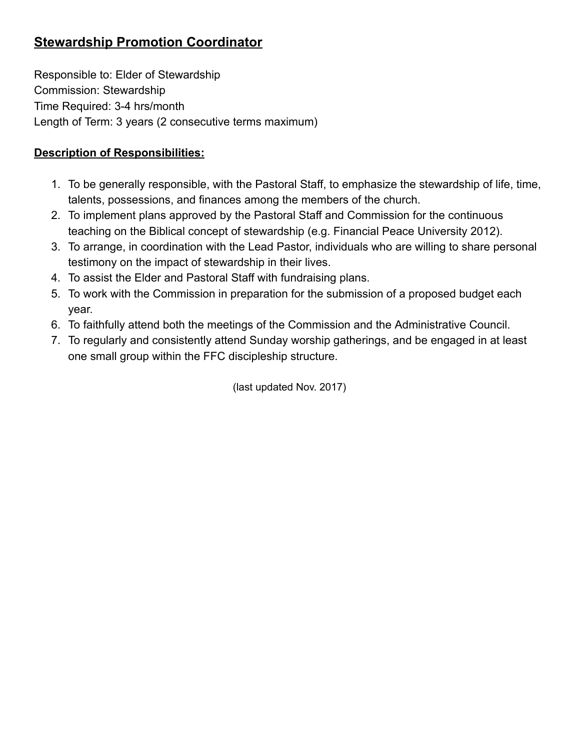## **Stewardship Promotion Coordinator**

Responsible to: Elder of Stewardship
Commission: Stewardship
Time Required: 3-4 hrs/month
Length of Term: 3 years (2 consecutive terms maximum)

### **Description of Responsibilities:**

1. To be generally responsible, with the Pastoral Staff, to emphasize the stewardship of life, time, talents, possessions, and finances among the members of the church.
2. To implement plans approved by the Pastoral Staff and Commission for the continuous teaching on the Biblical concept of stewardship (e.g. Financial Peace University 2012).
3. To arrange, in coordination with the Lead Pastor, individuals who are willing to share personal testimony on the impact of stewardship in their lives.
4. To assist the Elder and Pastoral Staff with fundraising plans.
5. To work with the Commission in preparation for the submission of a proposed budget each year.
6. To faithfully attend both the meetings of the Commission and the Administrative Council.
7. To regularly and consistently attend Sunday worship gatherings, and be engaged in at least one small group within the FFC discipleship structure.

(last updated Nov. 2017)